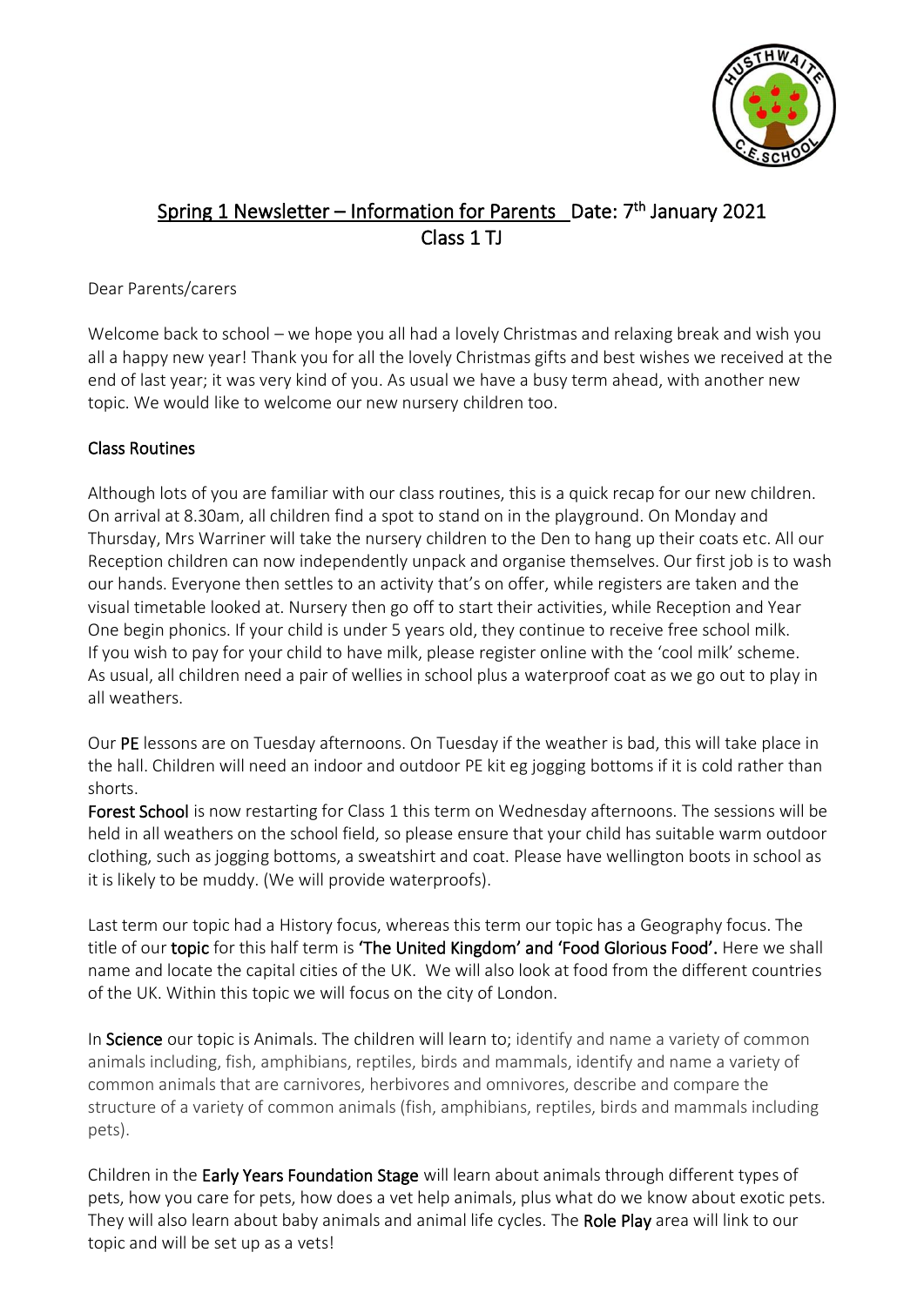## Spring 1 Newsletter – Information for Parents Date: 7th January 2021
## Class 1 TJ

Dear Parents/carers

Welcome back to school – we hope you all had a lovely Christmas and relaxing break and wish you all a happy new year! Thank you for all the lovely Christmas gifts and best wishes we received at the end of last year; it was very kind of you. As usual we have a busy term ahead, with another new topic. We would like to welcome our new nursery children too.

### Class Routines

Although lots of you are familiar with our class routines, this is a quick recap for our new children. On arrival at 8.30am, all children find a spot to stand on in the playground. On Monday and Thursday, Mrs Warriner will take the nursery children to the Den to hang up their coats etc. All our Reception children can now independently unpack and organise themselves. Our first job is to wash our hands. Everyone then settles to an activity that's on offer, while registers are taken and the visual timetable looked at. Nursery then go off to start their activities, while Reception and Year One begin phonics. If your child is under 5 years old, they continue to receive free school milk. If you wish to pay for your child to have milk, please register online with the 'cool milk' scheme. As usual, all children need a pair of wellies in school plus a waterproof coat as we go out to play in all weathers.

Our PE lessons are on Tuesday afternoons. On Tuesday if the weather is bad, this will take place in the hall. Children will need an indoor and outdoor PE kit eg jogging bottoms if it is cold rather than shorts.

Forest School is now restarting for Class 1 this term on Wednesday afternoons. The sessions will be held in all weathers on the school field, so please ensure that your child has suitable warm outdoor clothing, such as jogging bottoms, a sweatshirt and coat. Please have wellington boots in school as it is likely to be muddy. (We will provide waterproofs).

Last term our topic had a History focus, whereas this term our topic has a Geography focus. The title of our topic for this half term is 'The United Kingdom' and 'Food Glorious Food'. Here we shall name and locate the capital cities of the UK. We will also look at food from the different countries of the UK. Within this topic we will focus on the city of London.

In Science our topic is Animals. The children will learn to; identify and name a variety of common animals including, fish, amphibians, reptiles, birds and mammals, identify and name a variety of common animals that are carnivores, herbivores and omnivores, describe and compare the structure of a variety of common animals (fish, amphibians, reptiles, birds and mammals including pets).

Children in the Early Years Foundation Stage will learn about animals through different types of pets, how you care for pets, how does a vet help animals, plus what do we know about exotic pets. They will also learn about baby animals and animal life cycles. The Role Play area will link to our topic and will be set up as a vets!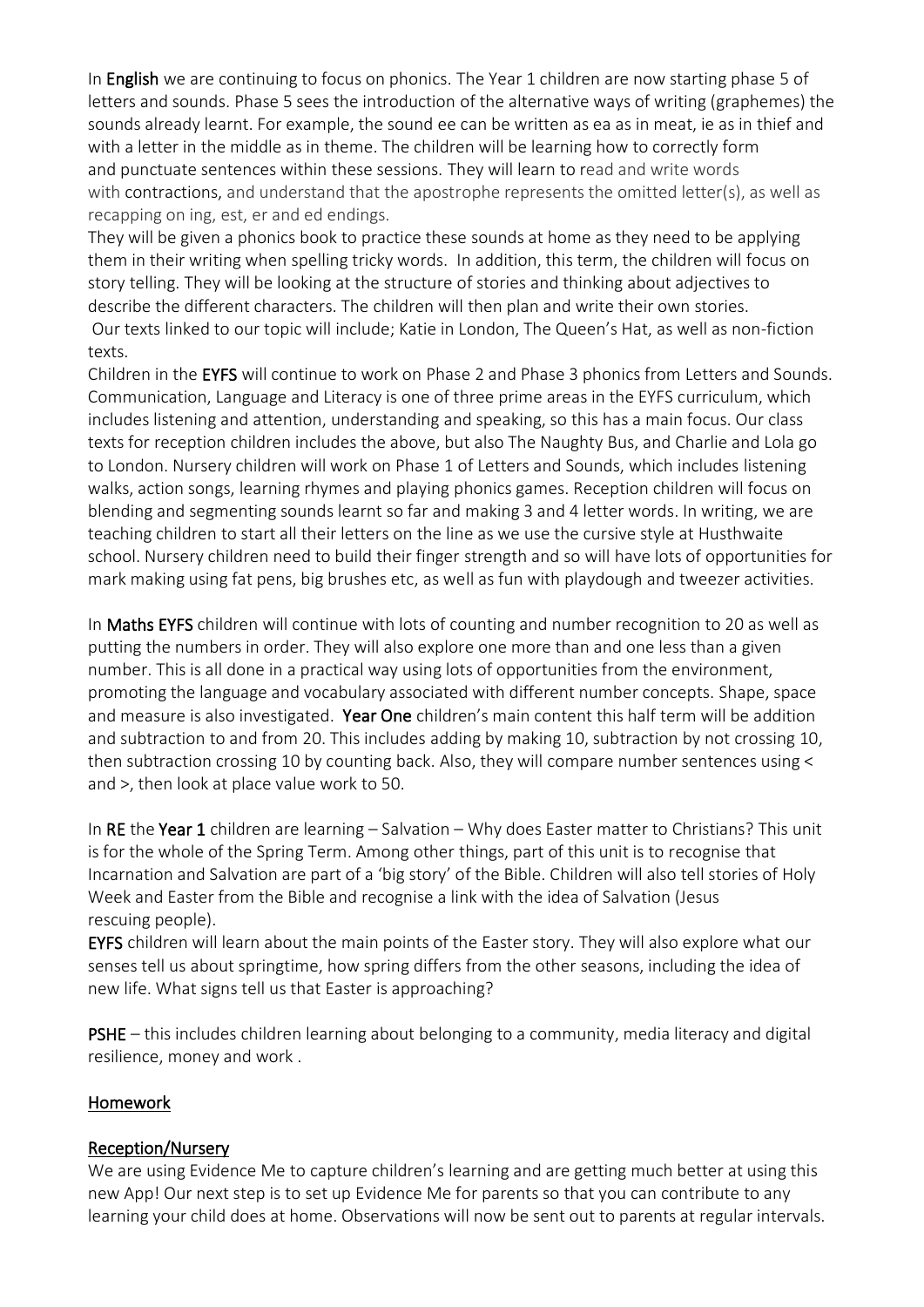In **English** we are continuing to focus on phonics. The Year 1 children are now starting phase 5 of letters and sounds. Phase 5 sees the introduction of the alternative ways of writing (graphemes) the sounds already learnt. For example, the sound ee can be written as ea as in meat, ie as in thief and with a letter in the middle as in theme. The children will be learning how to correctly form and punctuate sentences within these sessions. They will learn to read and write words with contractions, and understand that the apostrophe represents the omitted letter(s), as well as recapping on ing, est, er and ed endings.

They will be given a phonics book to practice these sounds at home as they need to be applying them in their writing when spelling tricky words. In addition, this term, the children will focus on story telling. They will be looking at the structure of stories and thinking about adjectives to describe the different characters. The children will then plan and write their own stories.

Our texts linked to our topic will include; Katie in London, The Queen's Hat, as well as non-fiction texts.

Children in the **EYFS** will continue to work on Phase 2 and Phase 3 phonics from Letters and Sounds. Communication, Language and Literacy is one of three prime areas in the EYFS curriculum, which includes listening and attention, understanding and speaking, so this has a main focus. Our class texts for reception children includes the above, but also The Naughty Bus, and Charlie and Lola go to London. Nursery children will work on Phase 1 of Letters and Sounds, which includes listening walks, action songs, learning rhymes and playing phonics games. Reception children will focus on blending and segmenting sounds learnt so far and making 3 and 4 letter words. In writing, we are teaching children to start all their letters on the line as we use the cursive style at Husthwaite school. Nursery children need to build their finger strength and so will have lots of opportunities for mark making using fat pens, big brushes etc, as well as fun with playdough and tweezer activities.

In **Maths EYFS** children will continue with lots of counting and number recognition to 20 as well as putting the numbers in order. They will also explore one more than and one less than a given number. This is all done in a practical way using lots of opportunities from the environment, promoting the language and vocabulary associated with different number concepts. Shape, space and measure is also investigated. **Year One** children's main content this half term will be addition and subtraction to and from 20. This includes adding by making 10, subtraction by not crossing 10, then subtraction crossing 10 by counting back. Also, they will compare number sentences using < and >, then look at place value work to 50.

In **RE** the **Year 1** children are learning – Salvation – Why does Easter matter to Christians? This unit is for the whole of the Spring Term. Among other things, part of this unit is to recognise that Incarnation and Salvation are part of a 'big story' of the Bible. Children will also tell stories of Holy Week and Easter from the Bible and recognise a link with the idea of Salvation (Jesus rescuing people).

**EYFS** children will learn about the main points of the Easter story. They will also explore what our senses tell us about springtime, how spring differs from the other seasons, including the idea of new life. What signs tell us that Easter is approaching?

**PSHE** – this includes children learning about belonging to a community, media literacy and digital resilience, money and work .

## Homework

### Reception/Nursery

We are using Evidence Me to capture children's learning and are getting much better at using this new App! Our next step is to set up Evidence Me for parents so that you can contribute to any learning your child does at home. Observations will now be sent out to parents at regular intervals.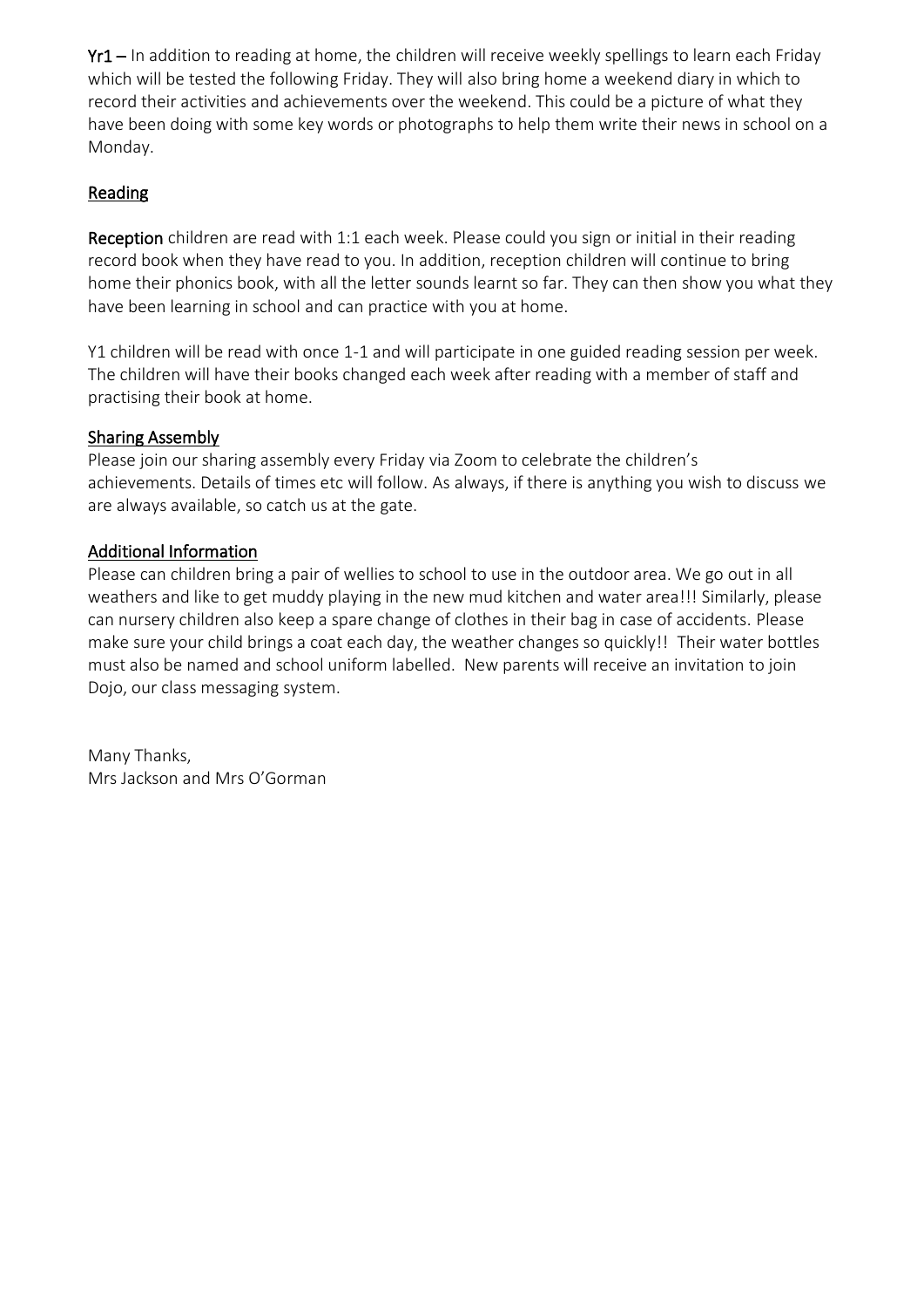**Yr1 –** In addition to reading at home, the children will receive weekly spellings to learn each Friday which will be tested the following Friday. They will also bring home a weekend diary in which to record their activities and achievements over the weekend. This could be a picture of what they have been doing with some key words or photographs to help them write their news in school on a Monday.

## Reading

**Reception** children are read with 1:1 each week. Please could you sign or initial in their reading record book when they have read to you. In addition, reception children will continue to bring home their phonics book, with all the letter sounds learnt so far. They can then show you what they have been learning in school and can practice with you at home.

Y1 children will be read with once 1-1 and will participate in one guided reading session per week. The children will have their books changed each week after reading with a member of staff and practising their book at home.

## Sharing Assembly

Please join our sharing assembly every Friday via Zoom to celebrate the children's achievements. Details of times etc will follow. As always, if there is anything you wish to discuss we are always available, so catch us at the gate.

## Additional Information

Please can children bring a pair of wellies to school to use in the outdoor area. We go out in all weathers and like to get muddy playing in the new mud kitchen and water area!!! Similarly, please can nursery children also keep a spare change of clothes in their bag in case of accidents. Please make sure your child brings a coat each day, the weather changes so quickly!! Their water bottles must also be named and school uniform labelled. New parents will receive an invitation to join Dojo, our class messaging system.

Many Thanks,
Mrs Jackson and Mrs O'Gorman